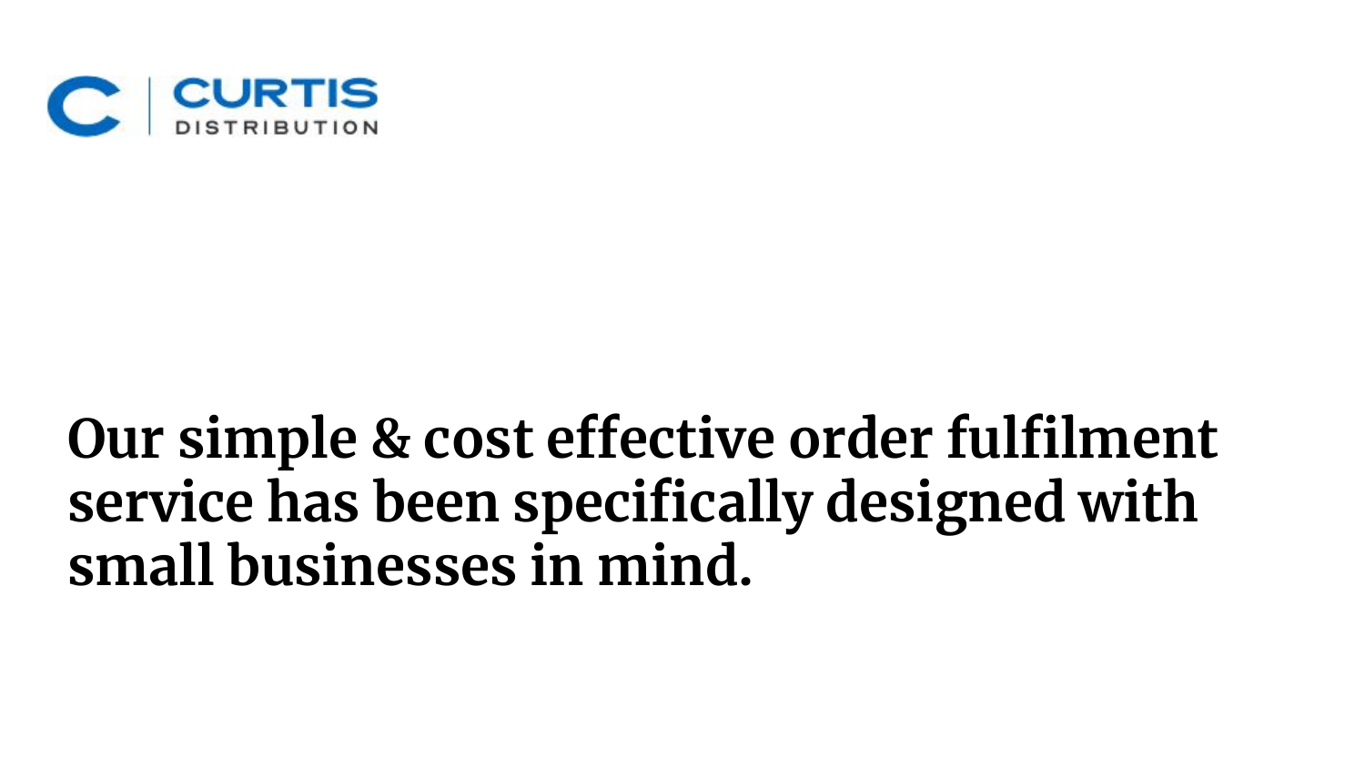CURTIS DISTRIBUTION

# Our simple & cost effective order fulfilment service has been specifically designed with small businesses in mind.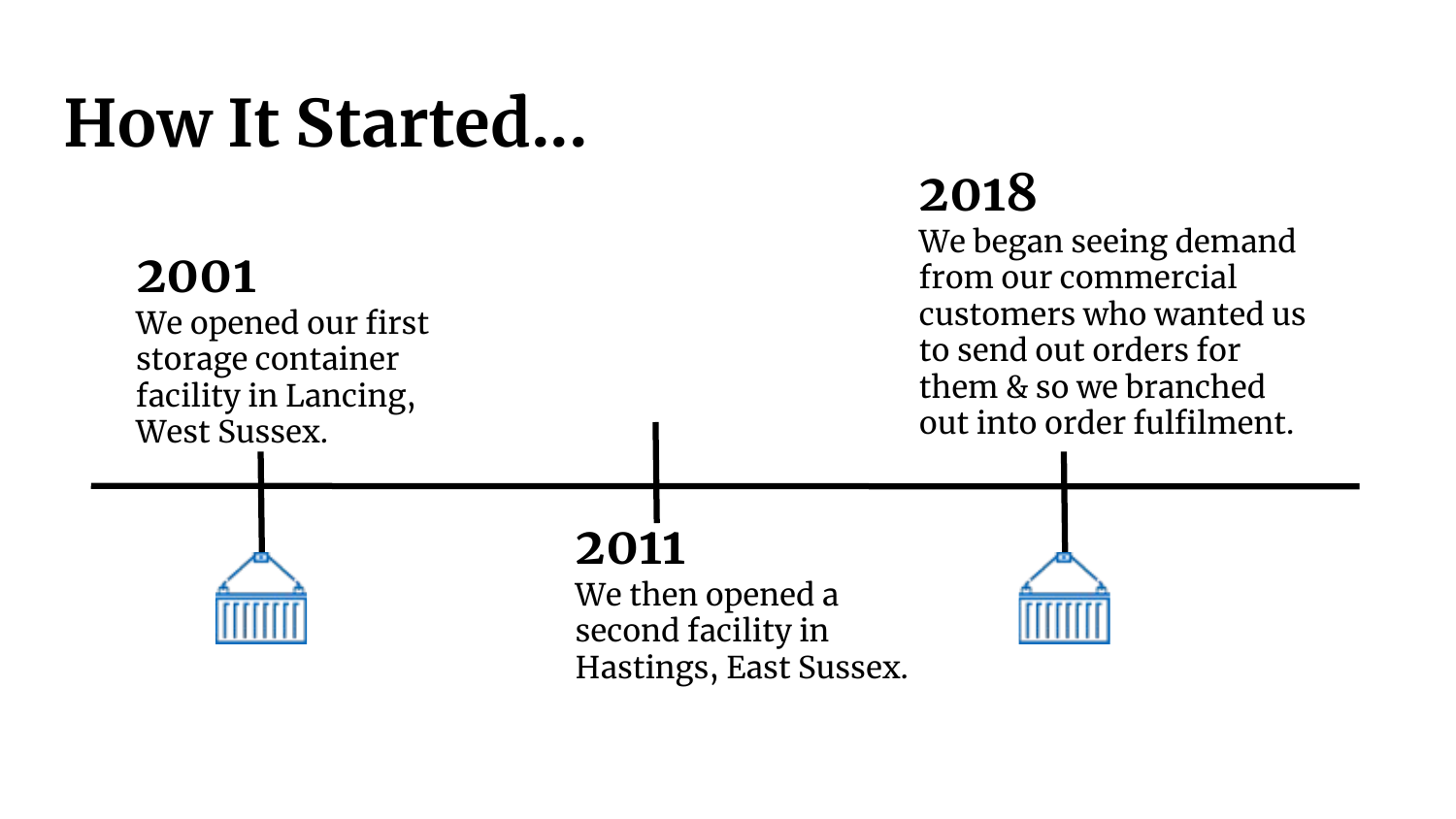# How It Started...

**2001**

We opened our first storage container facility in Lancing, West Sussex.

**2011**

We then opened a second facility in Hastings, East Sussex.

**2018**

We began seeing demand from our commercial customers who wanted us to send out orders for them & so we branched out into order fulfilment.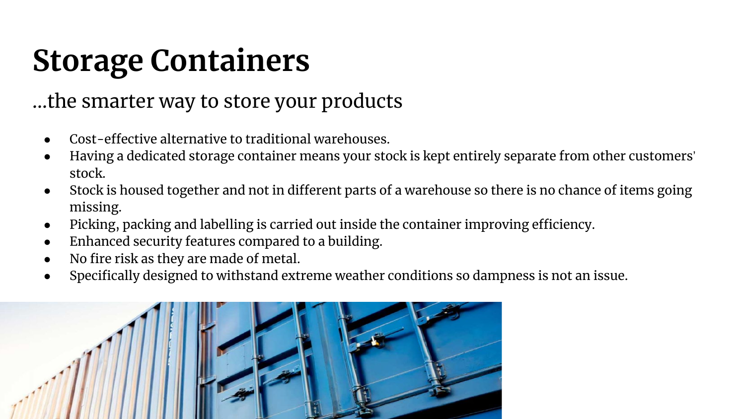# Storage Containers

...the smarter way to store your products

- Cost-effective alternative to traditional warehouses.
- Having a dedicated storage container means your stock is kept entirely separate from other customers' stock.
- Stock is housed together and not in different parts of a warehouse so there is no chance of items going missing.
- Picking, packing and labelling is carried out inside the container improving efficiency.
- Enhanced security features compared to a building.
- No fire risk as they are made of metal.
- Specifically designed to withstand extreme weather conditions so dampness is not an issue.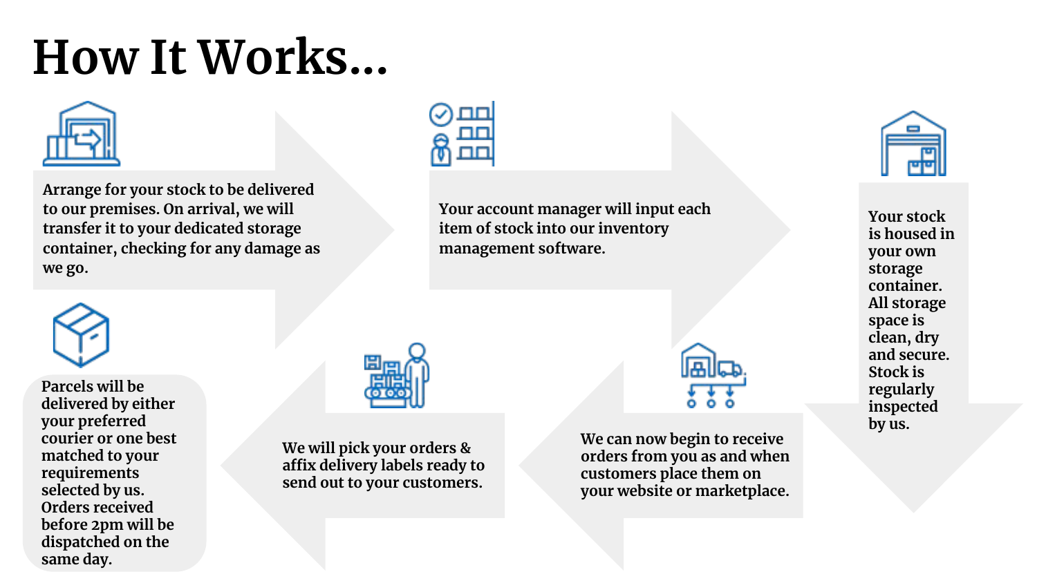# How It Works...

1. Arrange for your stock to be delivered to our premises. On arrival, we will transfer it to your dedicated storage container, checking for any damage as we go.

2. Your account manager will input each item of stock into our inventory management software.

3. Your stock is housed in your own storage container. All storage space is clean, dry and secure. Stock is regularly inspected by us.

4. We can now begin to receive orders from you as and when customers place them on your website or marketplace.

5. We will pick your orders & affix delivery labels ready to send out to your customers.

6. Parcels will be delivered by either your preferred courier or one best matched to your requirements selected by us. Orders received before 2pm will be dispatched on the same day.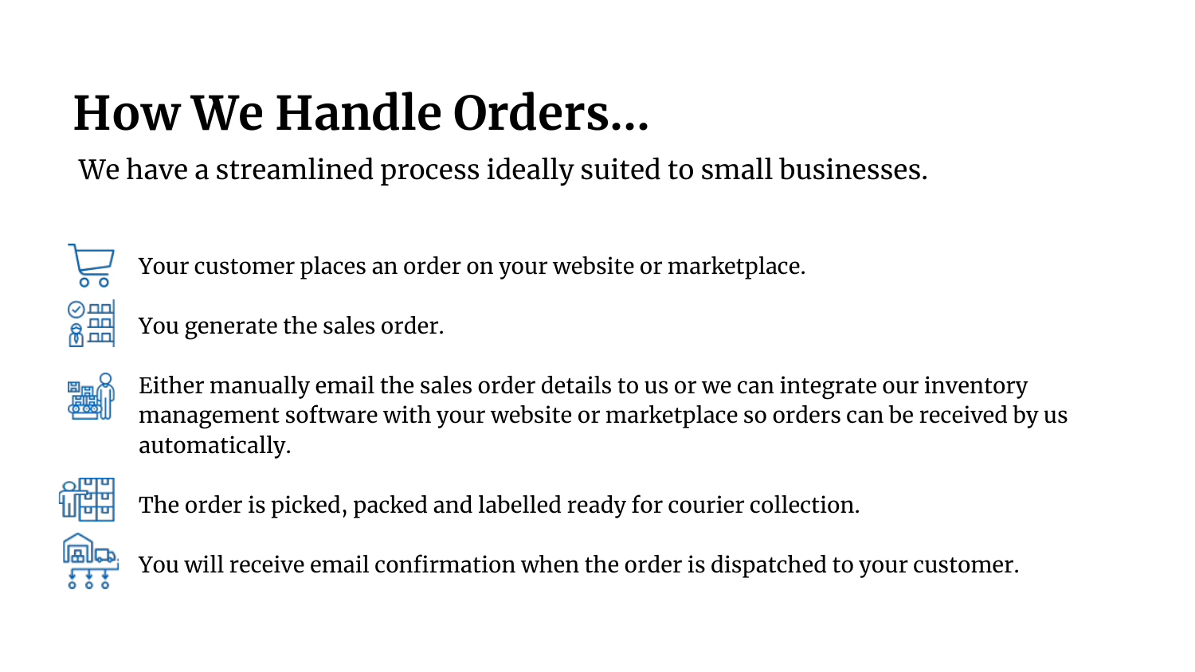# How We Handle Orders…

We have a streamlined process ideally suited to small businesses.

- Your customer places an order on your website or marketplace.
- You generate the sales order.
- Either manually email the sales order details to us or we can integrate our inventory management software with your website or marketplace so orders can be received by us automatically.
- The order is picked, packed and labelled ready for courier collection.
- You will receive email confirmation when the order is dispatched to your customer.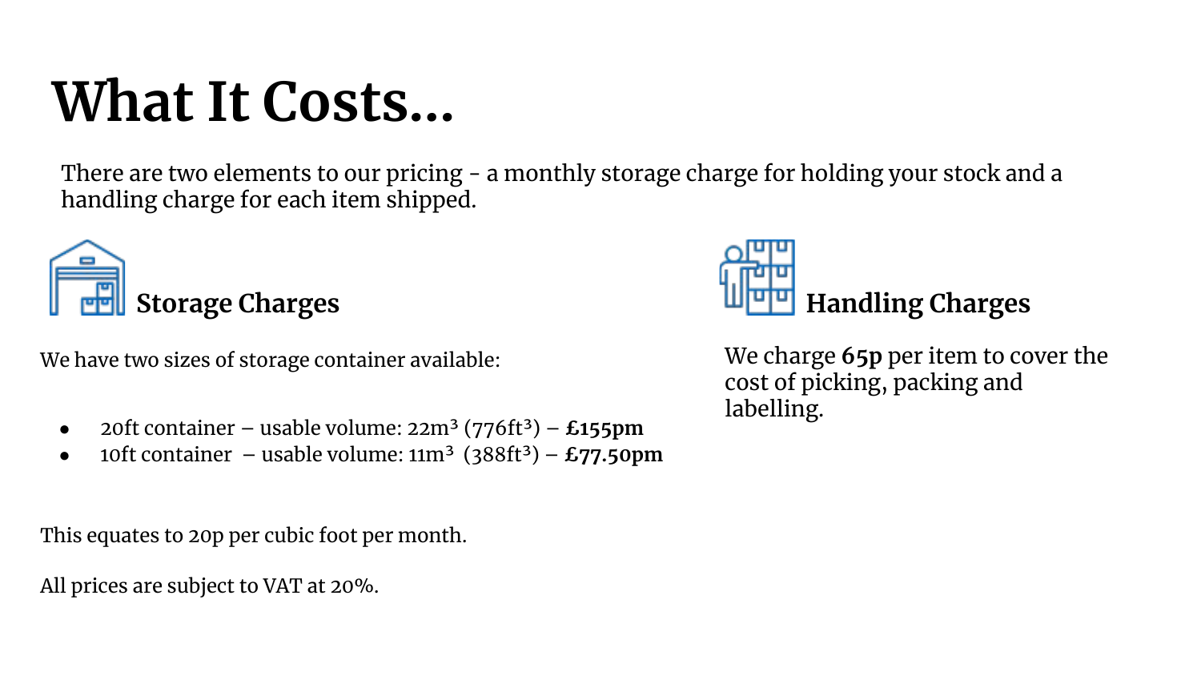# What It Costs...

There are two elements to our pricing - a monthly storage charge for holding your stock and a handling charge for each item shipped.

## Storage Charges

We have two sizes of storage container available:

- 20ft container – usable volume: 22m$^3$ (776ft$^3$) – **£155pm**
- 10ft container – usable volume: 11m$^3$ (388ft$^3$) – **£77.50pm**

This equates to 20p per cubic foot per month.

All prices are subject to VAT at 20%.

## Handling Charges

We charge **65p** per item to cover the cost of picking, packing and labelling.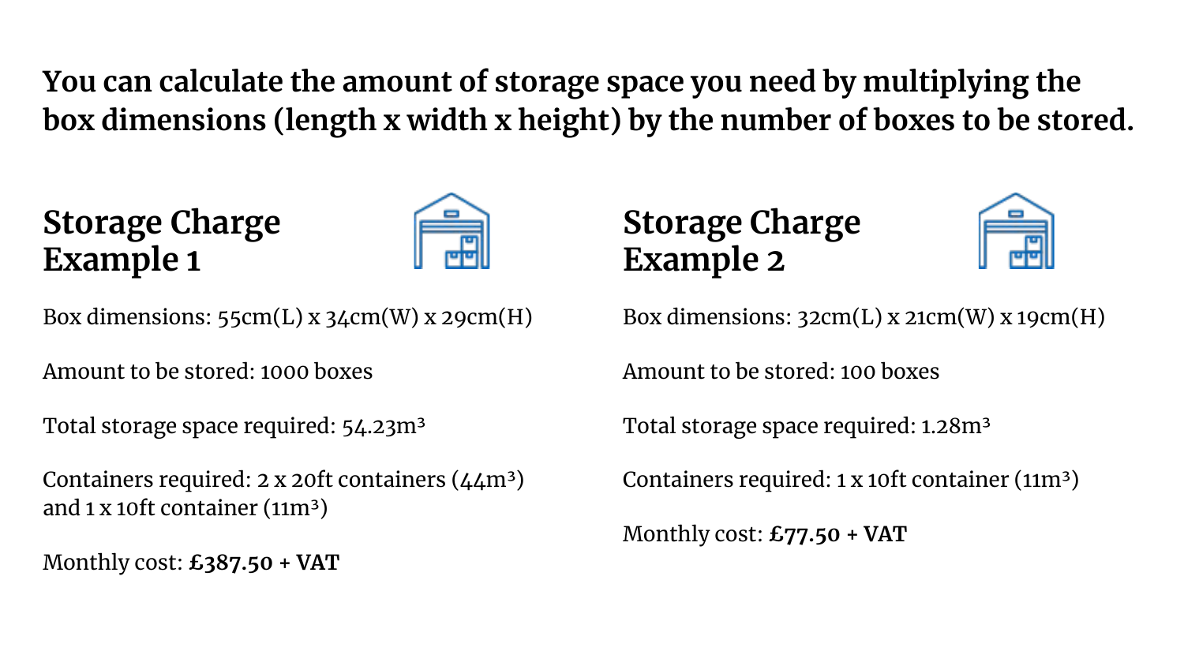**You can calculate the amount of storage space you need by multiplying the box dimensions (length x width x height) by the number of boxes to be stored.**

## Storage Charge Example 1

Box dimensions: 55cm(L) x 34cm(W) x 29cm(H)

Amount to be stored: 1000 boxes

Total storage space required: 54.23m³

Containers required: 2 x 20ft containers (44m³) and 1 x 10ft container (11m³)

Monthly cost: **£387.50 + VAT**

## Storage Charge Example 2

Box dimensions: 32cm(L) x 21cm(W) x 19cm(H)

Amount to be stored: 100 boxes

Total storage space required: 1.28m³

Containers required: 1 x 10ft container (11m³)

Monthly cost: **£77.50 + VAT**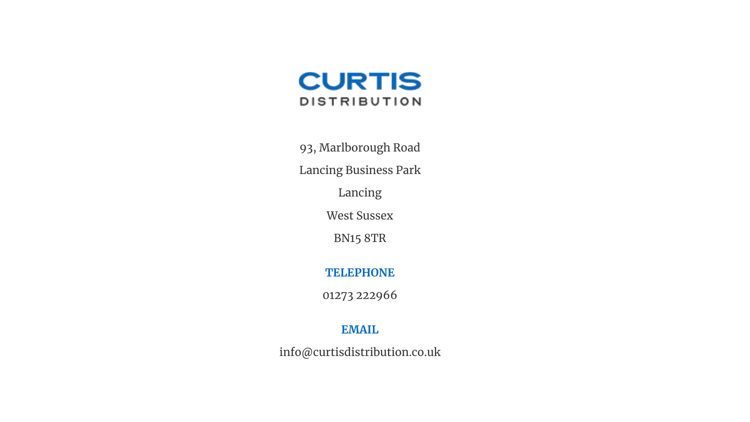CURTIS
DISTRIBUTION

93, Marlborough Road

Lancing Business Park

Lancing

West Sussex

BN15 8TR

**TELEPHONE**

01273 222966

**EMAIL**

info@curtisdistribution.co.uk